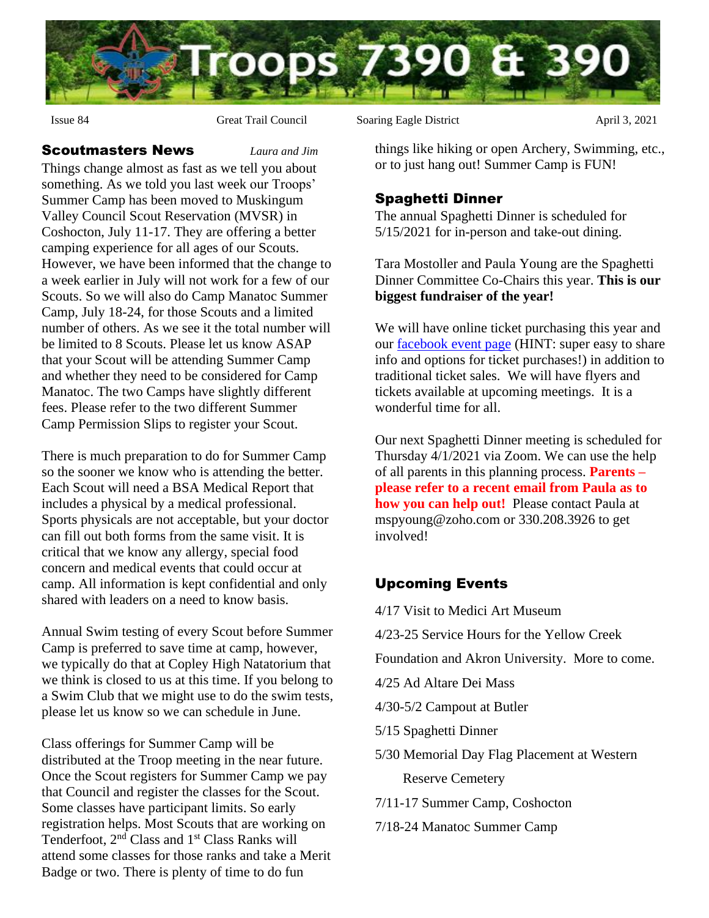# Troops 7390 & 390

Issue 84 | Great Trail Council | Soaring Eagle District | April 3, 2021

## Scoutmasters News

*Laura and Jim*

Things change almost as fast as we tell you about something. As we told you last week our Troops' Summer Camp has been moved to Muskingum Valley Council Scout Reservation (MVSR) in Coshocton, July 11-17. They are offering a better camping experience for all ages of our Scouts. However, we have been informed that the change to a week earlier in July will not work for a few of our Scouts. So we will also do Camp Manatoc Summer Camp, July 18-24, for those Scouts and a limited number of others. As we see it the total number will be limited to 8 Scouts. Please let us know ASAP that your Scout will be attending Summer Camp and whether they need to be considered for Camp Manatoc. The two Camps have slightly different fees. Please refer to the two different Summer Camp Permission Slips to register your Scout.

There is much preparation to do for Summer Camp so the sooner we know who is attending the better. Each Scout will need a BSA Medical Report that includes a physical by a medical professional. Sports physicals are not acceptable, but your doctor can fill out both forms from the same visit. It is critical that we know any allergy, special food concern and medical events that could occur at camp. All information is kept confidential and only shared with leaders on a need to know basis.

Annual Swim testing of every Scout before Summer Camp is preferred to save time at camp, however, we typically do that at Copley High Natatorium that we think is closed to us at this time. If you belong to a Swim Club that we might use to do the swim tests, please let us know so we can schedule in June.

Class offerings for Summer Camp will be distributed at the Troop meeting in the near future. Once the Scout registers for Summer Camp we pay that Council and register the classes for the Scout. Some classes have participant limits. So early registration helps. Most Scouts that are working on Tenderfoot, 2nd Class and 1st Class Ranks will attend some classes for those ranks and take a Merit Badge or two. There is plenty of time to do fun things like hiking or open Archery, Swimming, etc., or to just hang out! Summer Camp is FUN!

## Spaghetti Dinner

The annual Spaghetti Dinner is scheduled for 5/15/2021 for in-person and take-out dining.

Tara Mostoller and Paula Young are the Spaghetti Dinner Committee Co-Chairs this year. **This is our biggest fundraiser of the year!**

We will have online ticket purchasing this year and our facebook event page (HINT: super easy to share info and options for ticket purchases!) in addition to traditional ticket sales. We will have flyers and tickets available at upcoming meetings. It is a wonderful time for all.

Our next Spaghetti Dinner meeting is scheduled for Thursday 4/1/2021 via Zoom. We can use the help of all parents in this planning process. **Parents – please refer to a recent email from Paula as to how you can help out!** Please contact Paula at mspyoung@zoho.com or 330.208.3926 to get involved!

## Upcoming Events

4/17 Visit to Medici Art Museum

4/23-25 Service Hours for the Yellow Creek Foundation and Akron University. More to come.

4/25 Ad Altare Dei Mass

4/30-5/2 Campout at Butler

5/15 Spaghetti Dinner

5/30 Memorial Day Flag Placement at Western Reserve Cemetery

7/11-17 Summer Camp, Coshocton

7/18-24 Manatoc Summer Camp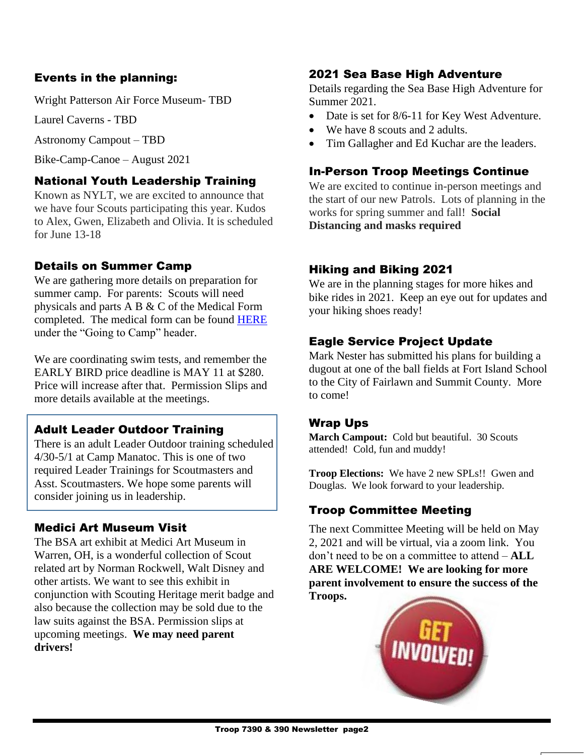## Events in the planning:

Wright Patterson Air Force Museum- TBD

Laurel Caverns - TBD

Astronomy Campout – TBD

Bike-Camp-Canoe – August 2021

## National Youth Leadership Training

Known as NYLT, we are excited to announce that we have four Scouts participating this year. Kudos to Alex, Gwen, Elizabeth and Olivia. It is scheduled for June 13-18

## Details on Summer Camp

We are gathering more details on preparation for summer camp. For parents: Scouts will need physicals and parts A B & C of the Medical Form completed. The medical form can be found HERE under the "Going to Camp" header.

We are coordinating swim tests, and remember the EARLY BIRD price deadline is MAY 11 at $280. Price will increase after that. Permission Slips and more details available at the meetings.

## Adult Leader Outdoor Training

There is an adult Leader Outdoor training scheduled 4/30-5/1 at Camp Manatoc. This is one of two required Leader Trainings for Scoutmasters and Asst. Scoutmasters. We hope some parents will consider joining us in leadership.

## Medici Art Museum Visit

The BSA art exhibit at Medici Art Museum in Warren, OH, is a wonderful collection of Scout related art by Norman Rockwell, Walt Disney and other artists. We want to see this exhibit in conjunction with Scouting Heritage merit badge and also because the collection may be sold due to the law suits against the BSA. Permission slips at upcoming meetings. **We may need parent drivers!**

## 2021 Sea Base High Adventure

Details regarding the Sea Base High Adventure for Summer 2021.

- Date is set for 8/6-11 for Key West Adventure.
- We have 8 scouts and 2 adults.
- Tim Gallagher and Ed Kuchar are the leaders.

## In-Person Troop Meetings Continue

We are excited to continue in-person meetings and the start of our new Patrols. Lots of planning in the works for spring summer and fall! **Social Distancing and masks required**

## Hiking and Biking 2021

We are in the planning stages for more hikes and bike rides in 2021. Keep an eye out for updates and your hiking shoes ready!

## Eagle Service Project Update

Mark Nester has submitted his plans for building a dugout at one of the ball fields at Fort Island School to the City of Fairlawn and Summit County. More to come!

## Wrap Ups

**March Campout:** Cold but beautiful. 30 Scouts attended! Cold, fun and muddy!

**Troop Elections:** We have 2 new SPLs!! Gwen and Douglas. We look forward to your leadership.

## Troop Committee Meeting

The next Committee Meeting will be held on May 2, 2021 and will be virtual, via a zoom link. You don't need to be on a committee to attend – **ALL ARE WELCOME! We are looking for more parent involvement to ensure the success of the Troops.**

GET INVOLVED!